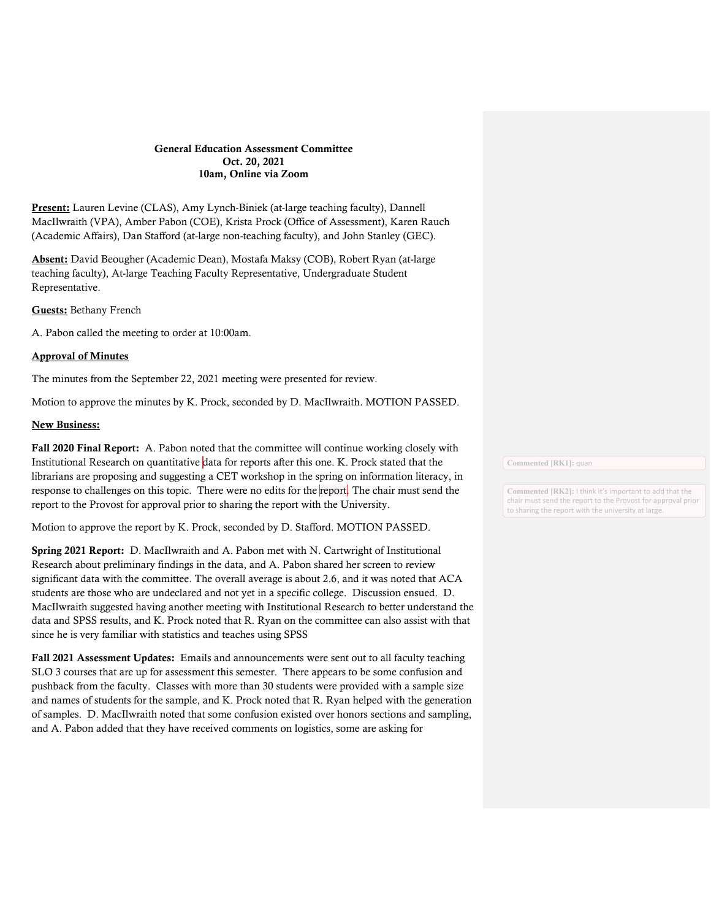**General Education Assessment Committee**
**Oct. 20, 2021**
**10am, Online via Zoom**

**Present:** Lauren Levine (CLAS), Amy Lynch-Biniek (at-large teaching faculty), Dannell MacIlwraith (VPA), Amber Pabon (COE), Krista Prock (Office of Assessment), Karen Rauch (Academic Affairs), Dan Stafford (at-large non-teaching faculty), and John Stanley (GEC).

**Absent:** David Beougher (Academic Dean), Mostafa Maksy (COB), Robert Ryan (at-large teaching faculty), At-large Teaching Faculty Representative, Undergraduate Student Representative.

**Guests:** Bethany French

A. Pabon called the meeting to order at 10:00am.

**Approval of Minutes**

The minutes from the September 22, 2021 meeting were presented for review.

Motion to approve the minutes by K. Prock, seconded by D. MacIlwraith. MOTION PASSED.

**New Business:**

**Fall 2020 Final Report:** A. Pabon noted that the committee will continue working closely with Institutional Research on quantitative data for reports after this one. K. Prock stated that the librarians are proposing and suggesting a CET workshop in the spring on information literacy, in response to challenges on this topic. There were no edits for the report. The chair must send the report to the Provost for approval prior to sharing the report with the University.

Motion to approve the report by K. Prock, seconded by D. Stafford. MOTION PASSED.

**Spring 2021 Report:** D. MacIlwraith and A. Pabon met with N. Cartwright of Institutional Research about preliminary findings in the data, and A. Pabon shared her screen to review significant data with the committee. The overall average is about 2.6, and it was noted that ACA students are those who are undeclared and not yet in a specific college. Discussion ensued. D. MacIlwraith suggested having another meeting with Institutional Research to better understand the data and SPSS results, and K. Prock noted that R. Ryan on the committee can also assist with that since he is very familiar with statistics and teaches using SPSS

**Fall 2021 Assessment Updates:** Emails and announcements were sent out to all faculty teaching SLO 3 courses that are up for assessment this semester. There appears to be some confusion and pushback from the faculty. Classes with more than 30 students were provided with a sample size and names of students for the sample, and K. Prock noted that R. Ryan helped with the generation of samples. D. MacIlwraith noted that some confusion existed over honors sections and sampling, and A. Pabon added that they have received comments on logistics, some are asking for

**Commented [RK1]:** quan

**Commented [RK2]:** I think it's important to add that the chair must send the report to the Provost for approval prior to sharing the report with the university at large.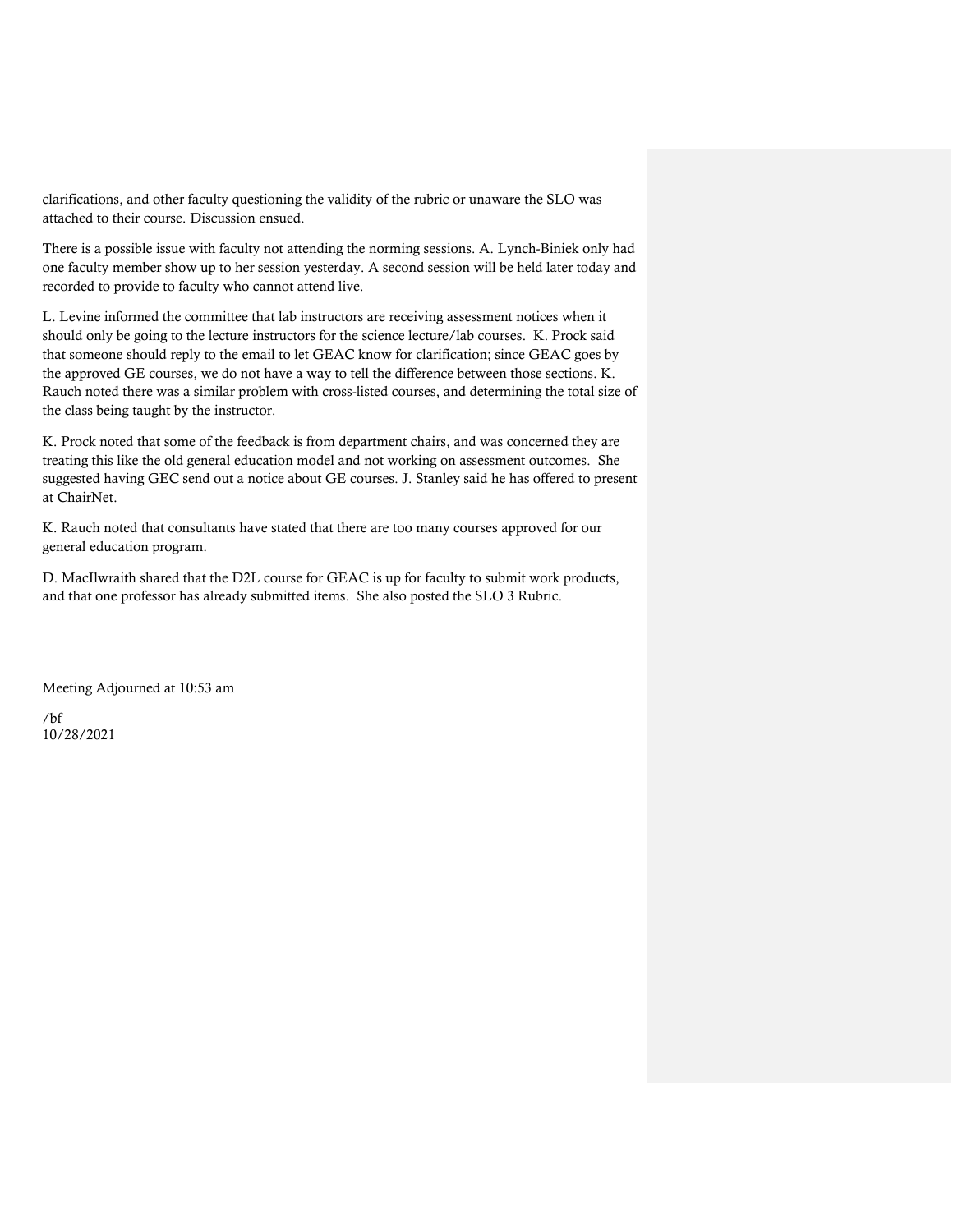clarifications, and other faculty questioning the validity of the rubric or unaware the SLO was attached to their course. Discussion ensued.

There is a possible issue with faculty not attending the norming sessions. A. Lynch-Biniek only had one faculty member show up to her session yesterday. A second session will be held later today and recorded to provide to faculty who cannot attend live.

L. Levine informed the committee that lab instructors are receiving assessment notices when it should only be going to the lecture instructors for the science lecture/lab courses. K. Prock said that someone should reply to the email to let GEAC know for clarification; since GEAC goes by the approved GE courses, we do not have a way to tell the difference between those sections. K. Rauch noted there was a similar problem with cross-listed courses, and determining the total size of the class being taught by the instructor.

K. Prock noted that some of the feedback is from department chairs, and was concerned they are treating this like the old general education model and not working on assessment outcomes. She suggested having GEC send out a notice about GE courses. J. Stanley said he has offered to present at ChairNet.

K. Rauch noted that consultants have stated that there are too many courses approved for our general education program.

D. MacIlwraith shared that the D2L course for GEAC is up for faculty to submit work products, and that one professor has already submitted items. She also posted the SLO 3 Rubric.

Meeting Adjourned at 10:53 am

/bf
10/28/2021